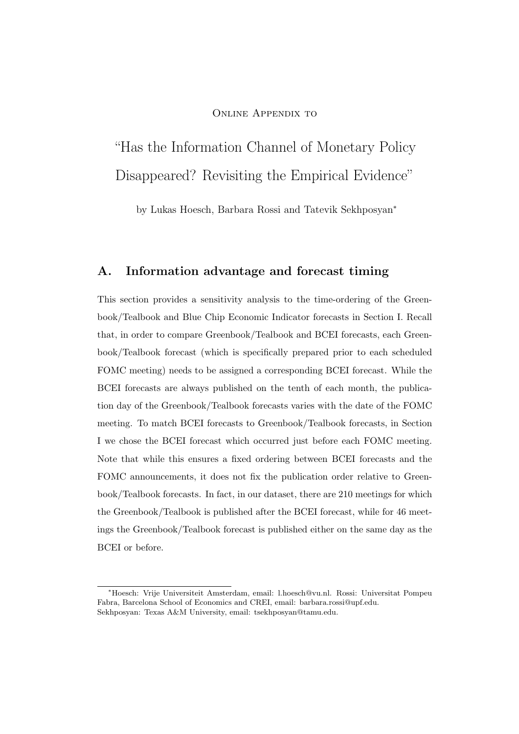Online Appendix to

# "Has the Information Channel of Monetary Policy Disappeared? Revisiting the Empirical Evidence"

by Lukas Hoesch, Barbara Rossi and Tatevik Sekhposyan*

## A. Information advantage and forecast timing

This section provides a sensitivity analysis to the time-ordering of the Greenbook/Tealbook and Blue Chip Economic Indicator forecasts in Section I. Recall that, in order to compare Greenbook/Tealbook and BCEI forecasts, each Greenbook/Tealbook forecast (which is specifically prepared prior to each scheduled FOMC meeting) needs to be assigned a corresponding BCEI forecast. While the BCEI forecasts are always published on the tenth of each month, the publication day of the Greenbook/Tealbook forecasts varies with the date of the FOMC meeting. To match BCEI forecasts to Greenbook/Tealbook forecasts, in Section I we chose the BCEI forecast which occurred just before each FOMC meeting. Note that while this ensures a fixed ordering between BCEI forecasts and the FOMC announcements, it does not fix the publication order relative to Greenbook/Tealbook forecasts. In fact, in our dataset, there are 210 meetings for which the Greenbook/Tealbook is published after the BCEI forecast, while for 46 meetings the Greenbook/Tealbook forecast is published either on the same day as the BCEI or before.

*Hoesch: Vrije Universiteit Amsterdam, email: l.hoesch@vu.nl. Rossi: Universitat Pompeu Fabra, Barcelona School of Economics and CREI, email: barbara.rossi@upf.edu. Sekhposyan: Texas A&M University, email: tsekhposyan@tamu.edu.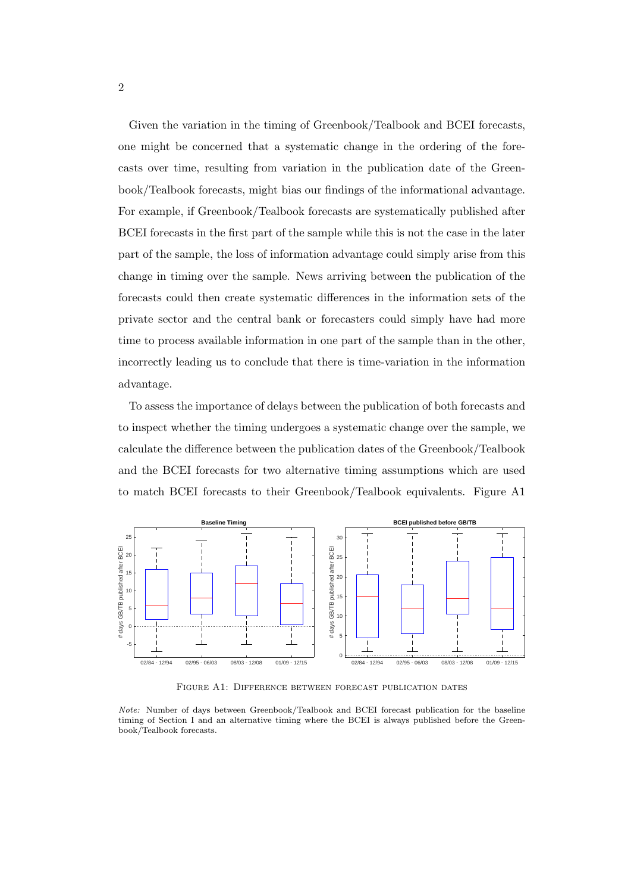Given the variation in the timing of Greenbook/Tealbook and BCEI forecasts, one might be concerned that a systematic change in the ordering of the forecasts over time, resulting from variation in the publication date of the Greenbook/Tealbook forecasts, might bias our findings of the informational advantage. For example, if Greenbook/Tealbook forecasts are systematically published after BCEI forecasts in the first part of the sample while this is not the case in the later part of the sample, the loss of information advantage could simply arise from this change in timing over the sample. News arriving between the publication of the forecasts could then create systematic differences in the information sets of the private sector and the central bank or forecasters could simply have had more time to process available information in one part of the sample than in the other, incorrectly leading us to conclude that there is time-variation in the information advantage.

To assess the importance of delays between the publication of both forecasts and to inspect whether the timing undergoes a systematic change over the sample, we calculate the difference between the publication dates of the Greenbook/Tealbook and the BCEI forecasts for two alternative timing assumptions which are used to match BCEI forecasts to their Greenbook/Tealbook equivalents. Figure A1

Figure A1: Difference between forecast publication dates

*Note:* Number of days between Greenbook/Tealbook and BCEI forecast publication for the baseline timing of Section I and an alternative timing where the BCEI is always published before the Greenbook/Tealbook forecasts.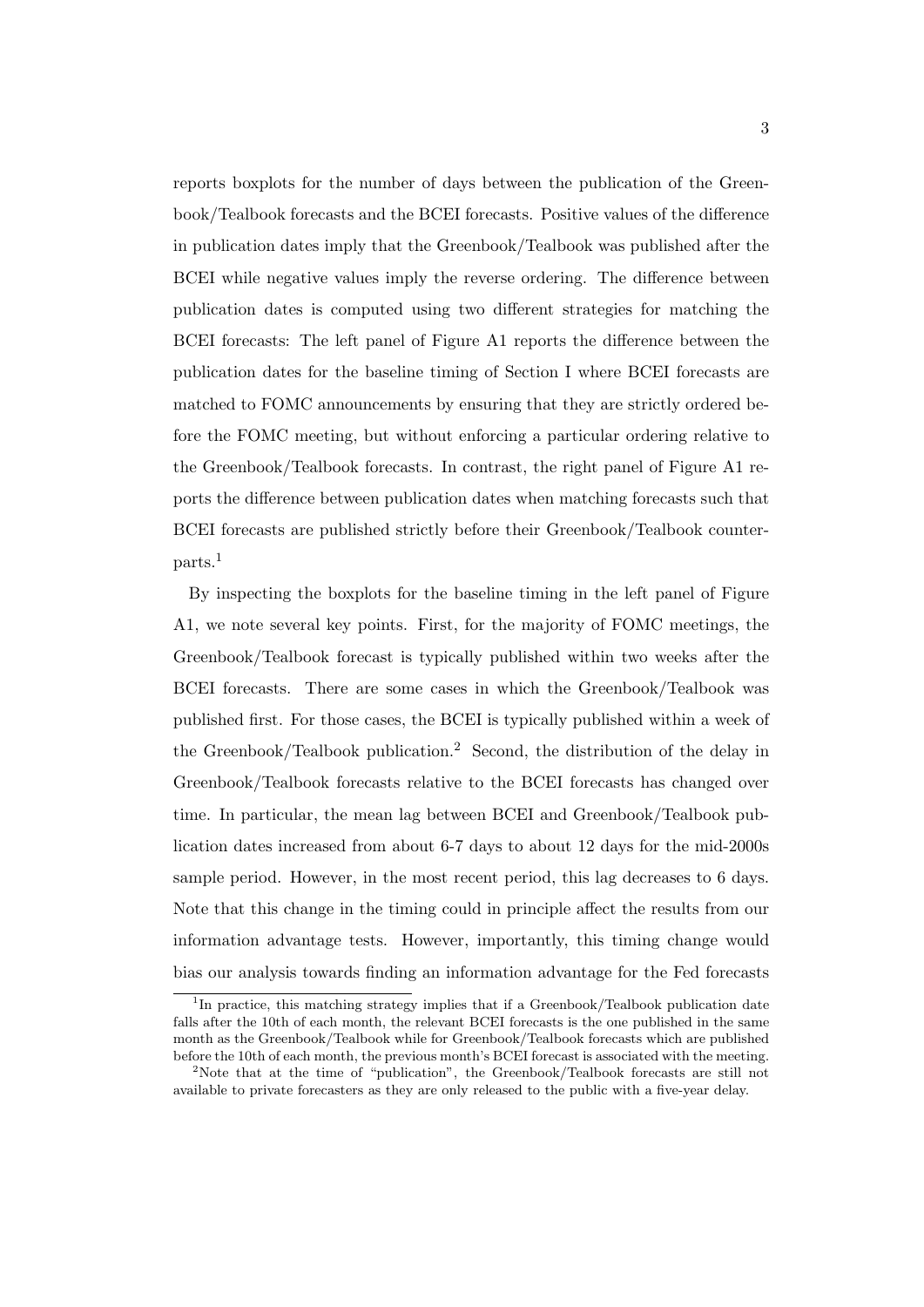reports boxplots for the number of days between the publication of the Greenbook/Tealbook forecasts and the BCEI forecasts. Positive values of the difference in publication dates imply that the Greenbook/Tealbook was published after the BCEI while negative values imply the reverse ordering. The difference between publication dates is computed using two different strategies for matching the BCEI forecasts: The left panel of Figure A1 reports the difference between the publication dates for the baseline timing of Section I where BCEI forecasts are matched to FOMC announcements by ensuring that they are strictly ordered before the FOMC meeting, but without enforcing a particular ordering relative to the Greenbook/Tealbook forecasts. In contrast, the right panel of Figure A1 reports the difference between publication dates when matching forecasts such that BCEI forecasts are published strictly before their Greenbook/Tealbook counterparts.[1]

By inspecting the boxplots for the baseline timing in the left panel of Figure A1, we note several key points. First, for the majority of FOMC meetings, the Greenbook/Tealbook forecast is typically published within two weeks after the BCEI forecasts. There are some cases in which the Greenbook/Tealbook was published first. For those cases, the BCEI is typically published within a week of the Greenbook/Tealbook publication.[2] Second, the distribution of the delay in Greenbook/Tealbook forecasts relative to the BCEI forecasts has changed over time. In particular, the mean lag between BCEI and Greenbook/Tealbook publication dates increased from about 6-7 days to about 12 days for the mid-2000s sample period. However, in the most recent period, this lag decreases to 6 days. Note that this change in the timing could in principle affect the results from our information advantage tests. However, importantly, this timing change would bias our analysis towards finding an information advantage for the Fed forecasts

[1] In practice, this matching strategy implies that if a Greenbook/Tealbook publication date falls after the 10th of each month, the relevant BCEI forecasts is the one published in the same month as the Greenbook/Tealbook while for Greenbook/Tealbook forecasts which are published before the 10th of each month, the previous month's BCEI forecast is associated with the meeting.

[2] Note that at the time of "publication", the Greenbook/Tealbook forecasts are still not available to private forecasters as they are only released to the public with a five-year delay.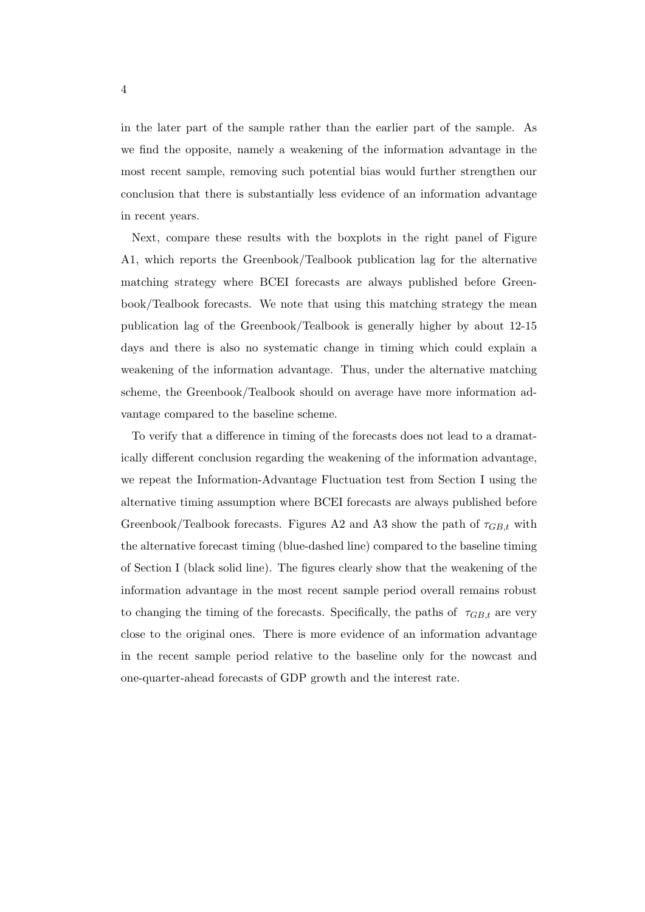in the later part of the sample rather than the earlier part of the sample. As we find the opposite, namely a weakening of the information advantage in the most recent sample, removing such potential bias would further strengthen our conclusion that there is substantially less evidence of an information advantage in recent years.

Next, compare these results with the boxplots in the right panel of Figure A1, which reports the Greenbook/Tealbook publication lag for the alternative matching strategy where BCEI forecasts are always published before Greenbook/Tealbook forecasts. We note that using this matching strategy the mean publication lag of the Greenbook/Tealbook is generally higher by about 12-15 days and there is also no systematic change in timing which could explain a weakening of the information advantage. Thus, under the alternative matching scheme, the Greenbook/Tealbook should on average have more information advantage compared to the baseline scheme.

To verify that a difference in timing of the forecasts does not lead to a dramatically different conclusion regarding the weakening of the information advantage, we repeat the Information-Advantage Fluctuation test from Section I using the alternative timing assumption where BCEI forecasts are always published before Greenbook/Tealbook forecasts. Figures A2 and A3 show the path of $\tau_{GB,t}$ with the alternative forecast timing (blue-dashed line) compared to the baseline timing of Section I (black solid line). The figures clearly show that the weakening of the information advantage in the most recent sample period overall remains robust to changing the timing of the forecasts. Specifically, the paths of $\tau_{GB,t}$ are very close to the original ones. There is more evidence of an information advantage in the recent sample period relative to the baseline only for the nowcast and one-quarter-ahead forecasts of GDP growth and the interest rate.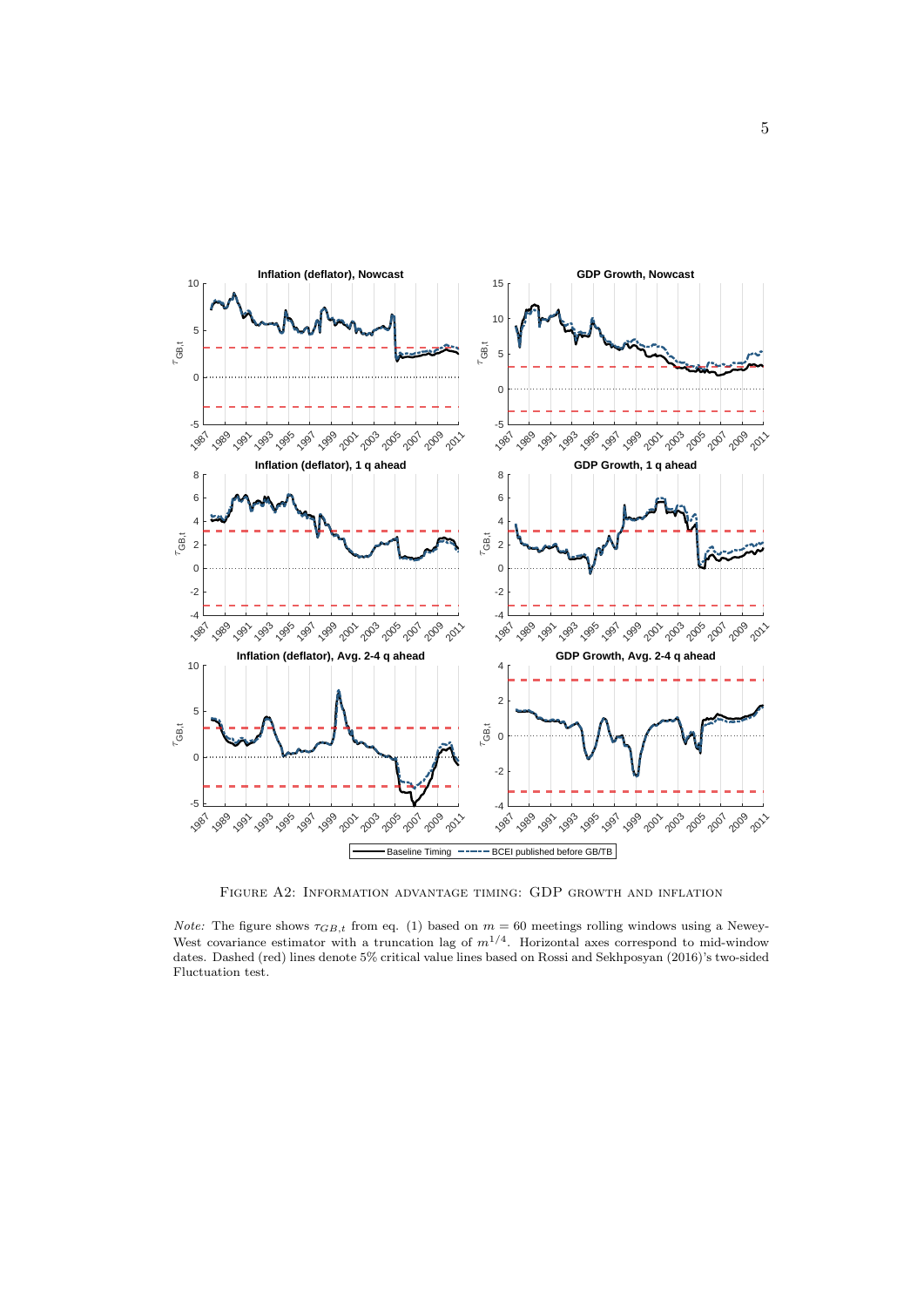FIGURE A2: INFORMATION ADVANTAGE TIMING: GDP GROWTH AND INFLATION

*Note:* The figure shows $\tau_{GB,t}$ from eq. (1) based on $m = 60$ meetings rolling windows using a Newey-West covariance estimator with a truncation lag of $m^{1/4}$. Horizontal axes correspond to mid-window dates. Dashed (red) lines denote 5% critical value lines based on Rossi and Sekhposyan (2016)'s two-sided Fluctuation test.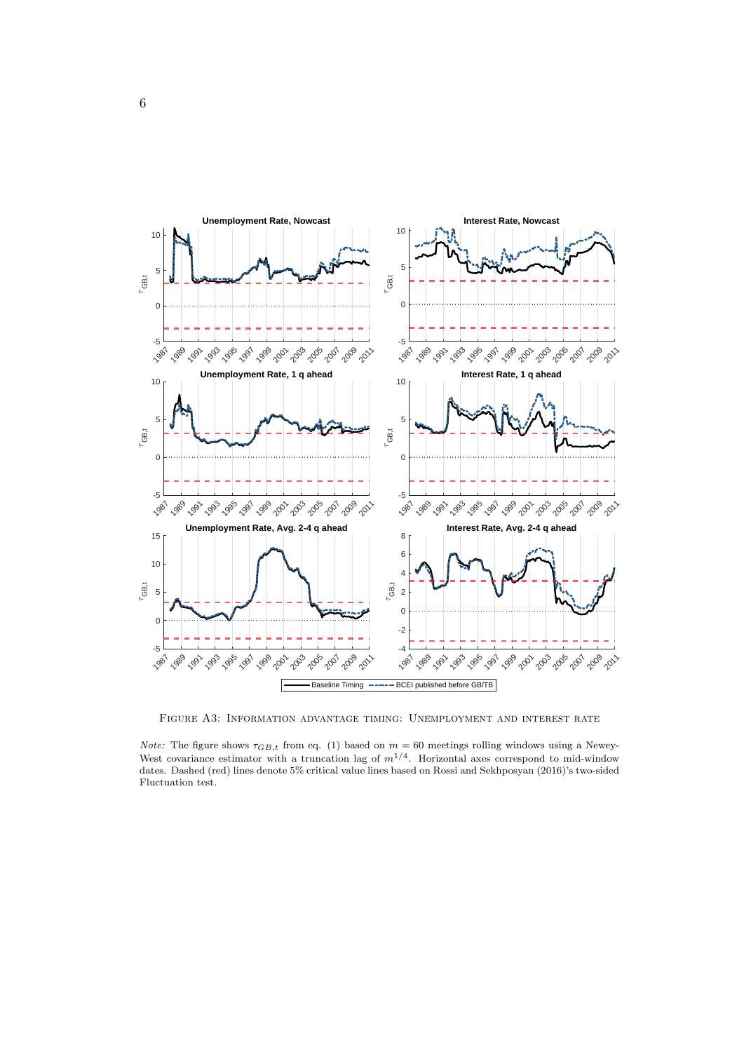Figure A3: Information advantage timing: Unemployment and interest rate

*Note:* The figure shows $\tau_{GB,t}$ from eq. (1) based on $m = 60$ meetings rolling windows using a Newey-West covariance estimator with a truncation lag of $m^{1/4}$. Horizontal axes correspond to mid-window dates. Dashed (red) lines denote 5% critical value lines based on Rossi and Sekhposyan (2016)'s two-sided Fluctuation test.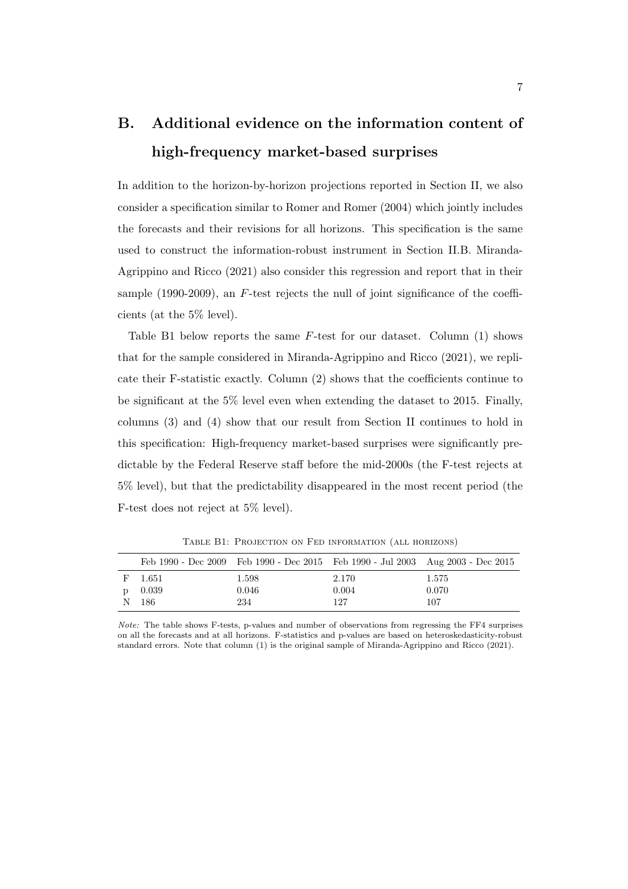## B. Additional evidence on the information content of high-frequency market-based surprises

In addition to the horizon-by-horizon projections reported in Section II, we also consider a specification similar to Romer and Romer (2004) which jointly includes the forecasts and their revisions for all horizons. This specification is the same used to construct the information-robust instrument in Section II.B. Miranda-Agrippino and Ricco (2021) also consider this regression and report that in their sample (1990-2009), an $F$-test rejects the null of joint significance of the coefficients (at the 5% level).

Table B1 below reports the same $F$-test for our dataset. Column (1) shows that for the sample considered in Miranda-Agrippino and Ricco (2021), we replicate their F-statistic exactly. Column (2) shows that the coefficients continue to be significant at the 5% level even when extending the dataset to 2015. Finally, columns (3) and (4) show that our result from Section II continues to hold in this specification: High-frequency market-based surprises were significantly predictable by the Federal Reserve staff before the mid-2000s (the F-test rejects at 5% level), but that the predictability disappeared in the most recent period (the F-test does not reject at 5% level).

Table B1: Projection on Fed information (all horizons)

| | Feb 1990 - Dec 2009 | Feb 1990 - Dec 2015 | Feb 1990 - Jul 2003 | Aug 2003 - Dec 2015 |
|---|---|---|---|---|
| F | 1.651 | 1.598 | 2.170 | 1.575 |
| p | 0.039 | 0.046 | 0.004 | 0.070 |
| N | 186 | 234 | 127 | 107 |

*Note:* The table shows F-tests, p-values and number of observations from regressing the FF4 surprises on all the forecasts and at all horizons. F-statistics and p-values are based on heteroskedasticity-robust standard errors. Note that column (1) is the original sample of Miranda-Agrippino and Ricco (2021).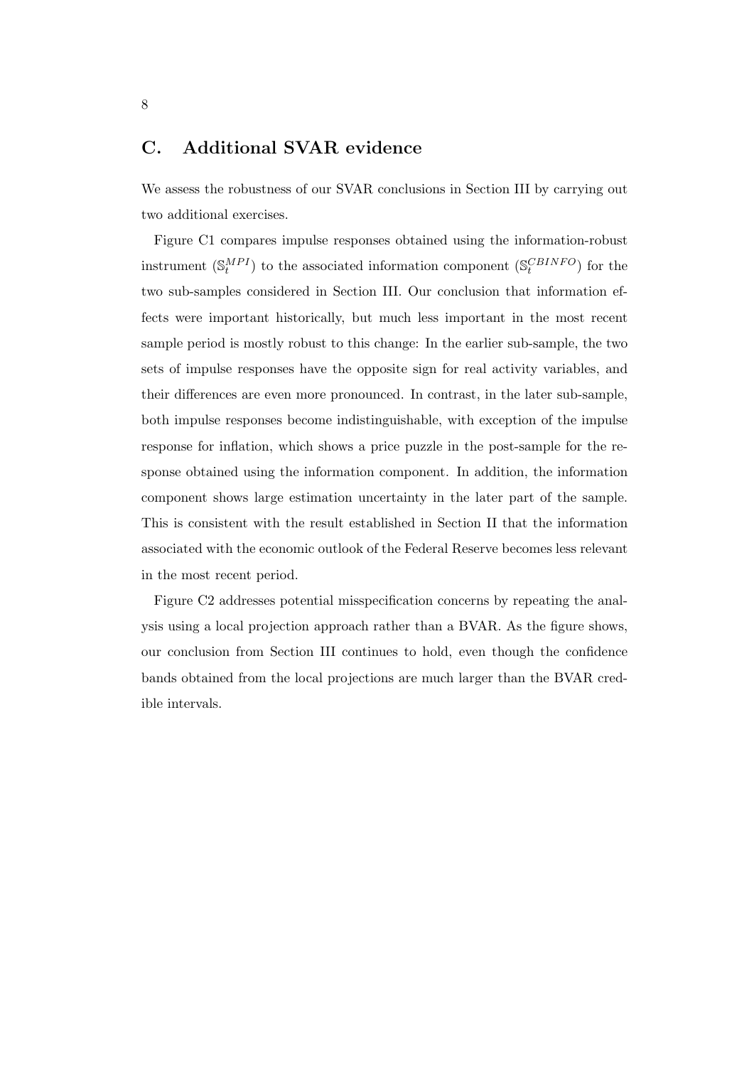## C. Additional SVAR evidence

We assess the robustness of our SVAR conclusions in Section III by carrying out two additional exercises.

Figure C1 compares impulse responses obtained using the information-robust instrument ($\mathbb{S}_t^{MPI}$) to the associated information component ($\mathbb{S}_t^{CBINFO}$) for the two sub-samples considered in Section III. Our conclusion that information effects were important historically, but much less important in the most recent sample period is mostly robust to this change: In the earlier sub-sample, the two sets of impulse responses have the opposite sign for real activity variables, and their differences are even more pronounced. In contrast, in the later sub-sample, both impulse responses become indistinguishable, with exception of the impulse response for inflation, which shows a price puzzle in the post-sample for the response obtained using the information component. In addition, the information component shows large estimation uncertainty in the later part of the sample. This is consistent with the result established in Section II that the information associated with the economic outlook of the Federal Reserve becomes less relevant in the most recent period.

Figure C2 addresses potential misspecification concerns by repeating the analysis using a local projection approach rather than a BVAR. As the figure shows, our conclusion from Section III continues to hold, even though the confidence bands obtained from the local projections are much larger than the BVAR credible intervals.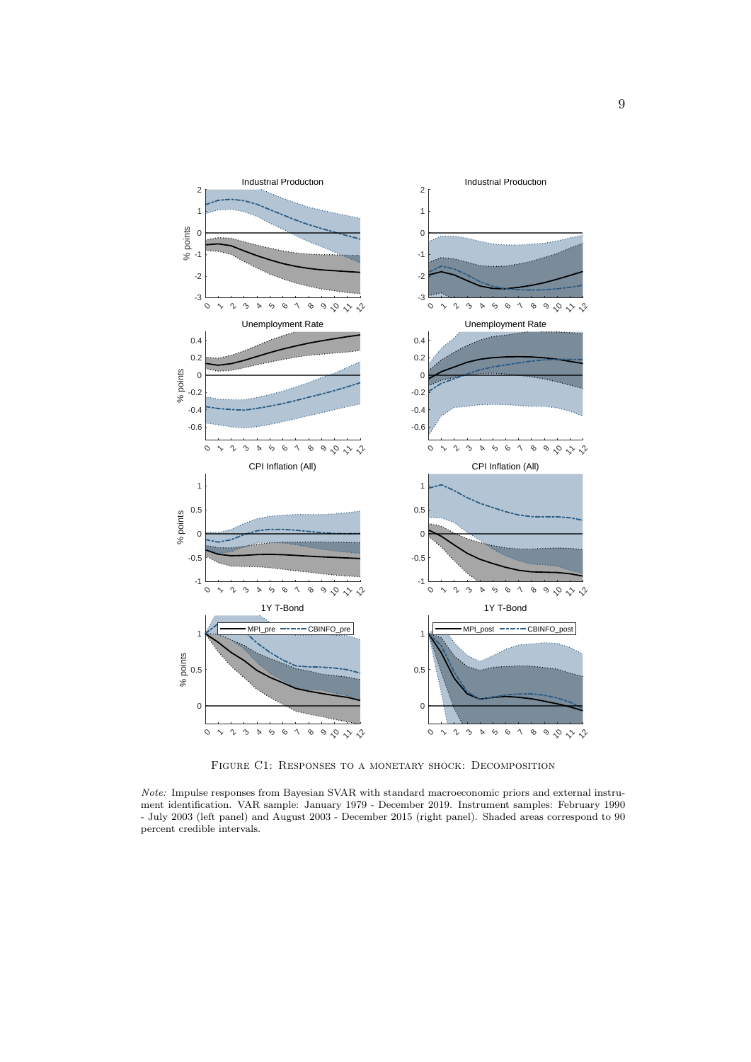Figure C1: Responses to a monetary shock: Decomposition

*Note:* Impulse responses from Bayesian SVAR with standard macroeconomic priors and external instrument identification. VAR sample: January 1979 - December 2019. Instrument samples: February 1990 - July 2003 (left panel) and August 2003 - December 2015 (right panel). Shaded areas correspond to 90 percent credible intervals.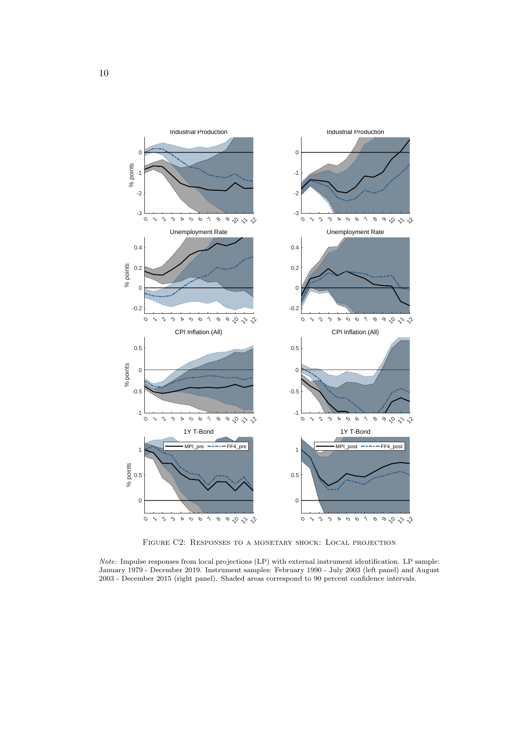Figure C2: Responses to a monetary shock: Local projection

*Note:* Impulse responses from local projections (LP) with external instrument identification. LP sample: January 1979 - December 2019. Instrument samples: February 1990 - July 2003 (left panel) and August 2003 - December 2015 (right panel). Shaded areas correspond to 90 percent confidence intervals.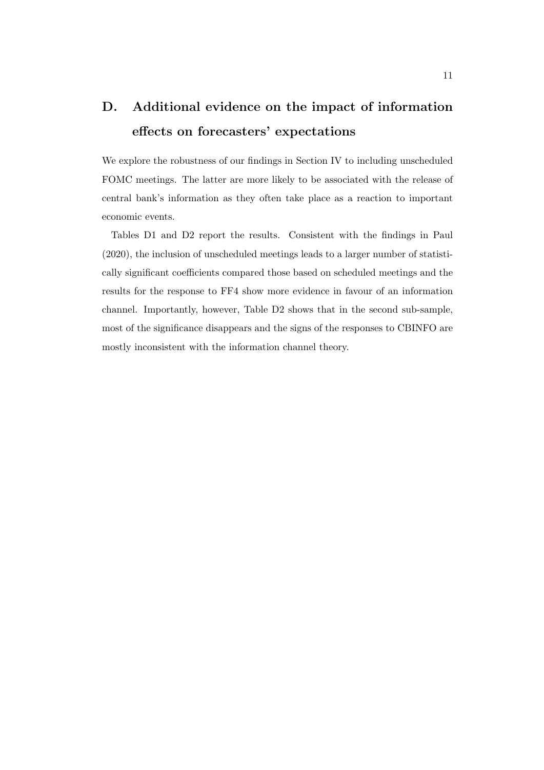# D. Additional evidence on the impact of information effects on forecasters' expectations

We explore the robustness of our findings in Section IV to including unscheduled FOMC meetings. The latter are more likely to be associated with the release of central bank's information as they often take place as a reaction to important economic events.

Tables D1 and D2 report the results. Consistent with the findings in Paul (2020), the inclusion of unscheduled meetings leads to a larger number of statistically significant coefficients compared those based on scheduled meetings and the results for the response to FF4 show more evidence in favour of an information channel. Importantly, however, Table D2 shows that in the second sub-sample, most of the significance disappears and the signs of the responses to CBINFO are mostly inconsistent with the information channel theory.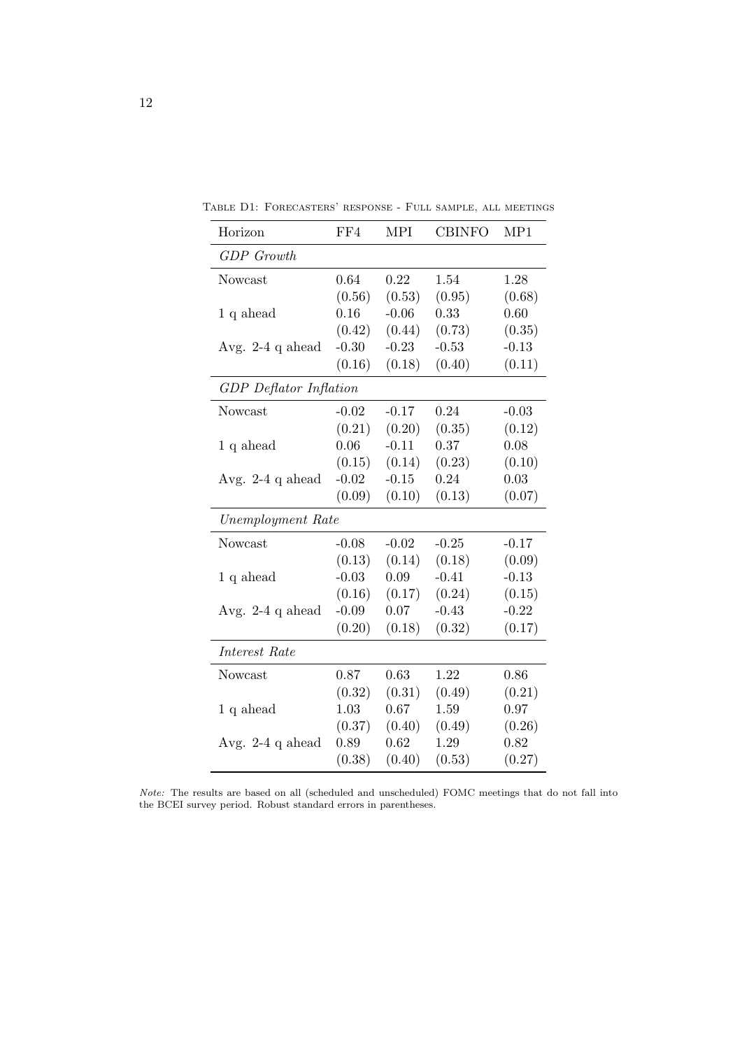Table D1: Forecasters' response - Full sample, all meetings

| Horizon | FF4 | MPI | CBINFO | MP1 |
|---|---|---|---|---|
| *GDP Growth* | | | | |
| Nowcast | 0.64 | 0.22 | 1.54 | 1.28 |
| | (0.56) | (0.53) | (0.95) | (0.68) |
| 1 q ahead | 0.16 | -0.06 | 0.33 | 0.60 |
| | (0.42) | (0.44) | (0.73) | (0.35) |
| Avg. 2-4 q ahead | -0.30 | -0.23 | -0.53 | -0.13 |
| | (0.16) | (0.18) | (0.40) | (0.11) |
| *GDP Deflator Inflation* | | | | |
| Nowcast | -0.02 | -0.17 | 0.24 | -0.03 |
| | (0.21) | (0.20) | (0.35) | (0.12) |
| 1 q ahead | 0.06 | -0.11 | 0.37 | 0.08 |
| | (0.15) | (0.14) | (0.23) | (0.10) |
| Avg. 2-4 q ahead | -0.02 | -0.15 | 0.24 | 0.03 |
| | (0.09) | (0.10) | (0.13) | (0.07) |
| *Unemployment Rate* | | | | |
| Nowcast | -0.08 | -0.02 | -0.25 | -0.17 |
| | (0.13) | (0.14) | (0.18) | (0.09) |
| 1 q ahead | -0.03 | 0.09 | -0.41 | -0.13 |
| | (0.16) | (0.17) | (0.24) | (0.15) |
| Avg. 2-4 q ahead | -0.09 | 0.07 | -0.43 | -0.22 |
| | (0.20) | (0.18) | (0.32) | (0.17) |
| *Interest Rate* | | | | |
| Nowcast | 0.87 | 0.63 | 1.22 | 0.86 |
| | (0.32) | (0.31) | (0.49) | (0.21) |
| 1 q ahead | 1.03 | 0.67 | 1.59 | 0.97 |
| | (0.37) | (0.40) | (0.49) | (0.26) |
| Avg. 2-4 q ahead | 0.89 | 0.62 | 1.29 | 0.82 |
| | (0.38) | (0.40) | (0.53) | (0.27) |

*Note:* The results are based on all (scheduled and unscheduled) FOMC meetings that do not fall into the BCEI survey period. Robust standard errors in parentheses.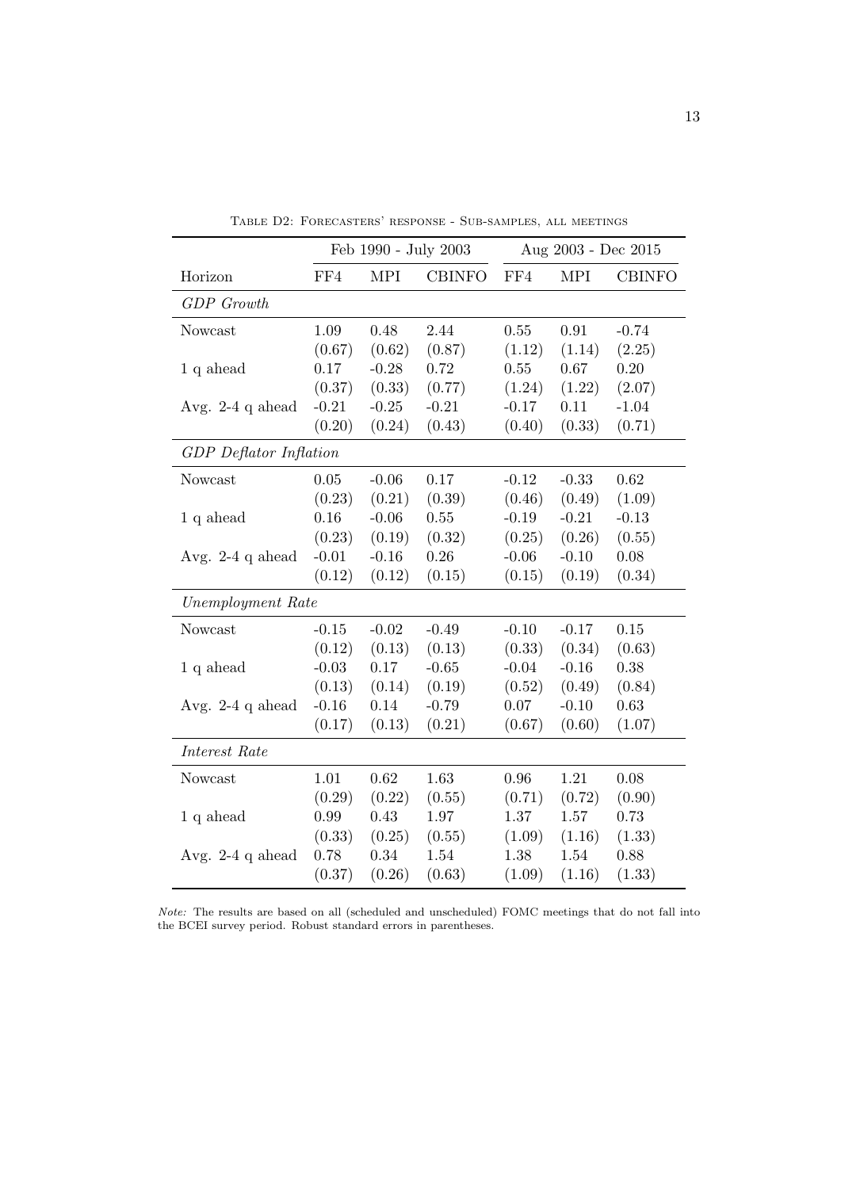Table D2: Forecasters' response - Sub-samples, all meetings

| | Feb 1990 - July 2003 | | | Aug 2003 - Dec 2015 | | |
|---|---|---|---|---|---|---|
| Horizon | FF4 | MPI | CBINFO | FF4 | MPI | CBINFO |
| *GDP Growth* | | | | | | |
| Nowcast | 1.09 | 0.48 | 2.44 | 0.55 | 0.91 | -0.74 |
| | (0.67) | (0.62) | (0.87) | (1.12) | (1.14) | (2.25) |
| 1 q ahead | 0.17 | -0.28 | 0.72 | 0.55 | 0.67 | 0.20 |
| | (0.37) | (0.33) | (0.77) | (1.24) | (1.22) | (2.07) |
| Avg. 2-4 q ahead | -0.21 | -0.25 | -0.21 | -0.17 | 0.11 | -1.04 |
| | (0.20) | (0.24) | (0.43) | (0.40) | (0.33) | (0.71) |
| *GDP Deflator Inflation* | | | | | | |
| Nowcast | 0.05 | -0.06 | 0.17 | -0.12 | -0.33 | 0.62 |
| | (0.23) | (0.21) | (0.39) | (0.46) | (0.49) | (1.09) |
| 1 q ahead | 0.16 | -0.06 | 0.55 | -0.19 | -0.21 | -0.13 |
| | (0.23) | (0.19) | (0.32) | (0.25) | (0.26) | (0.55) |
| Avg. 2-4 q ahead | -0.01 | -0.16 | 0.26 | -0.06 | -0.10 | 0.08 |
| | (0.12) | (0.12) | (0.15) | (0.15) | (0.19) | (0.34) |
| *Unemployment Rate* | | | | | | |
| Nowcast | -0.15 | -0.02 | -0.49 | -0.10 | -0.17 | 0.15 |
| | (0.12) | (0.13) | (0.13) | (0.33) | (0.34) | (0.63) |
| 1 q ahead | -0.03 | 0.17 | -0.65 | -0.04 | -0.16 | 0.38 |
| | (0.13) | (0.14) | (0.19) | (0.52) | (0.49) | (0.84) |
| Avg. 2-4 q ahead | -0.16 | 0.14 | -0.79 | 0.07 | -0.10 | 0.63 |
| | (0.17) | (0.13) | (0.21) | (0.67) | (0.60) | (1.07) |
| *Interest Rate* | | | | | | |
| Nowcast | 1.01 | 0.62 | 1.63 | 0.96 | 1.21 | 0.08 |
| | (0.29) | (0.22) | (0.55) | (0.71) | (0.72) | (0.90) |
| 1 q ahead | 0.99 | 0.43 | 1.97 | 1.37 | 1.57 | 0.73 |
| | (0.33) | (0.25) | (0.55) | (1.09) | (1.16) | (1.33) |
| Avg. 2-4 q ahead | 0.78 | 0.34 | 1.54 | 1.38 | 1.54 | 0.88 |
| | (0.37) | (0.26) | (0.63) | (1.09) | (1.16) | (1.33) |

*Note:* The results are based on all (scheduled and unscheduled) FOMC meetings that do not fall into the BCEI survey period. Robust standard errors in parentheses.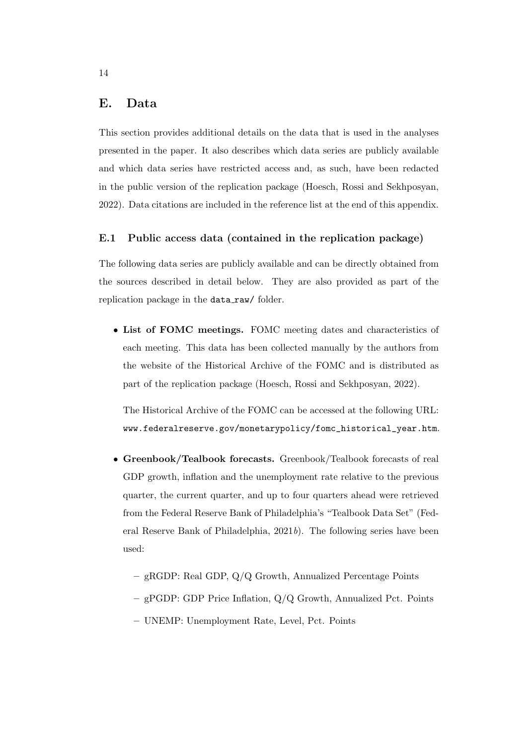## E. Data

This section provides additional details on the data that is used in the analyses presented in the paper. It also describes which data series are publicly available and which data series have restricted access and, as such, have been redacted in the public version of the replication package (Hoesch, Rossi and Sekhposyan, 2022). Data citations are included in the reference list at the end of this appendix.

### E.1 Public access data (contained in the replication package)

The following data series are publicly available and can be directly obtained from the sources described in detail below. They are also provided as part of the replication package in the `data_raw/` folder.

- **List of FOMC meetings.** FOMC meeting dates and characteristics of each meeting. This data has been collected manually by the authors from the website of the Historical Archive of the FOMC and is distributed as part of the replication package (Hoesch, Rossi and Sekhposyan, 2022).

  The Historical Archive of the FOMC can be accessed at the following URL: `www.federalreserve.gov/monetarypolicy/fomc_historical_year.htm`.

- **Greenbook/Tealbook forecasts.** Greenbook/Tealbook forecasts of real GDP growth, inflation and the unemployment rate relative to the previous quarter, the current quarter, and up to four quarters ahead were retrieved from the Federal Reserve Bank of Philadelphia's "Tealbook Data Set" (Federal Reserve Bank of Philadelphia, 2021*b*). The following series have been used:

  - gRGDP: Real GDP, Q/Q Growth, Annualized Percentage Points
  - gPGDP: GDP Price Inflation, Q/Q Growth, Annualized Pct. Points
  - UNEMP: Unemployment Rate, Level, Pct. Points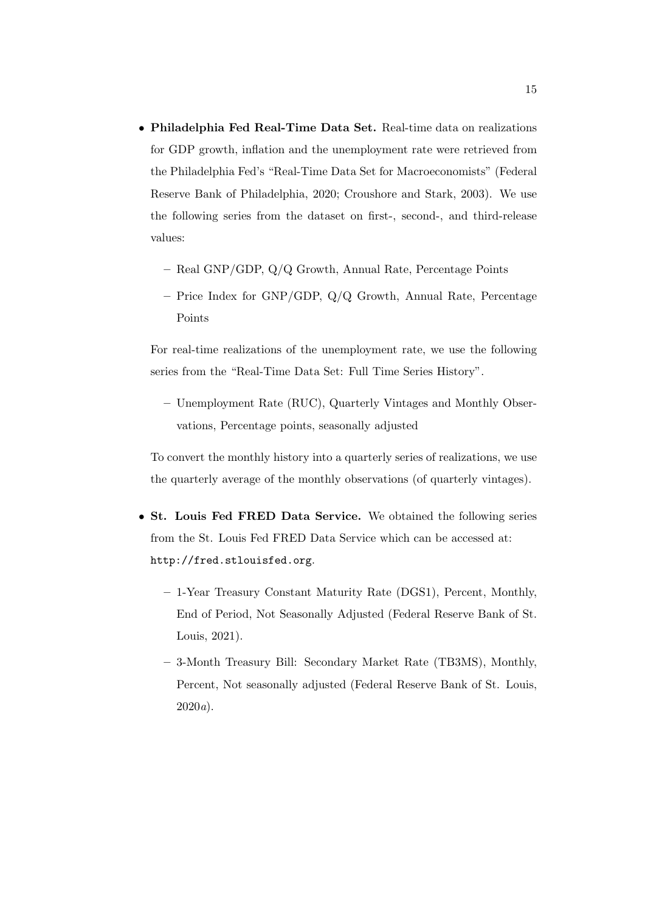- **Philadelphia Fed Real-Time Data Set.** Real-time data on realizations for GDP growth, inflation and the unemployment rate were retrieved from the Philadelphia Fed's "Real-Time Data Set for Macroeconomists" (Federal Reserve Bank of Philadelphia, 2020; Croushore and Stark, 2003). We use the following series from the dataset on first-, second-, and third-release values:

  - Real GNP/GDP, Q/Q Growth, Annual Rate, Percentage Points
  - Price Index for GNP/GDP, Q/Q Growth, Annual Rate, Percentage Points

  For real-time realizations of the unemployment rate, we use the following series from the "Real-Time Data Set: Full Time Series History".

  - Unemployment Rate (RUC), Quarterly Vintages and Monthly Observations, Percentage points, seasonally adjusted

  To convert the monthly history into a quarterly series of realizations, we use the quarterly average of the monthly observations (of quarterly vintages).

- **St. Louis Fed FRED Data Service.** We obtained the following series from the St. Louis Fed FRED Data Service which can be accessed at: `http://fred.stlouisfed.org`.

  - 1-Year Treasury Constant Maturity Rate (DGS1), Percent, Monthly, End of Period, Not Seasonally Adjusted (Federal Reserve Bank of St. Louis, 2021).
  - 3-Month Treasury Bill: Secondary Market Rate (TB3MS), Monthly, Percent, Not seasonally adjusted (Federal Reserve Bank of St. Louis, 2020*a*).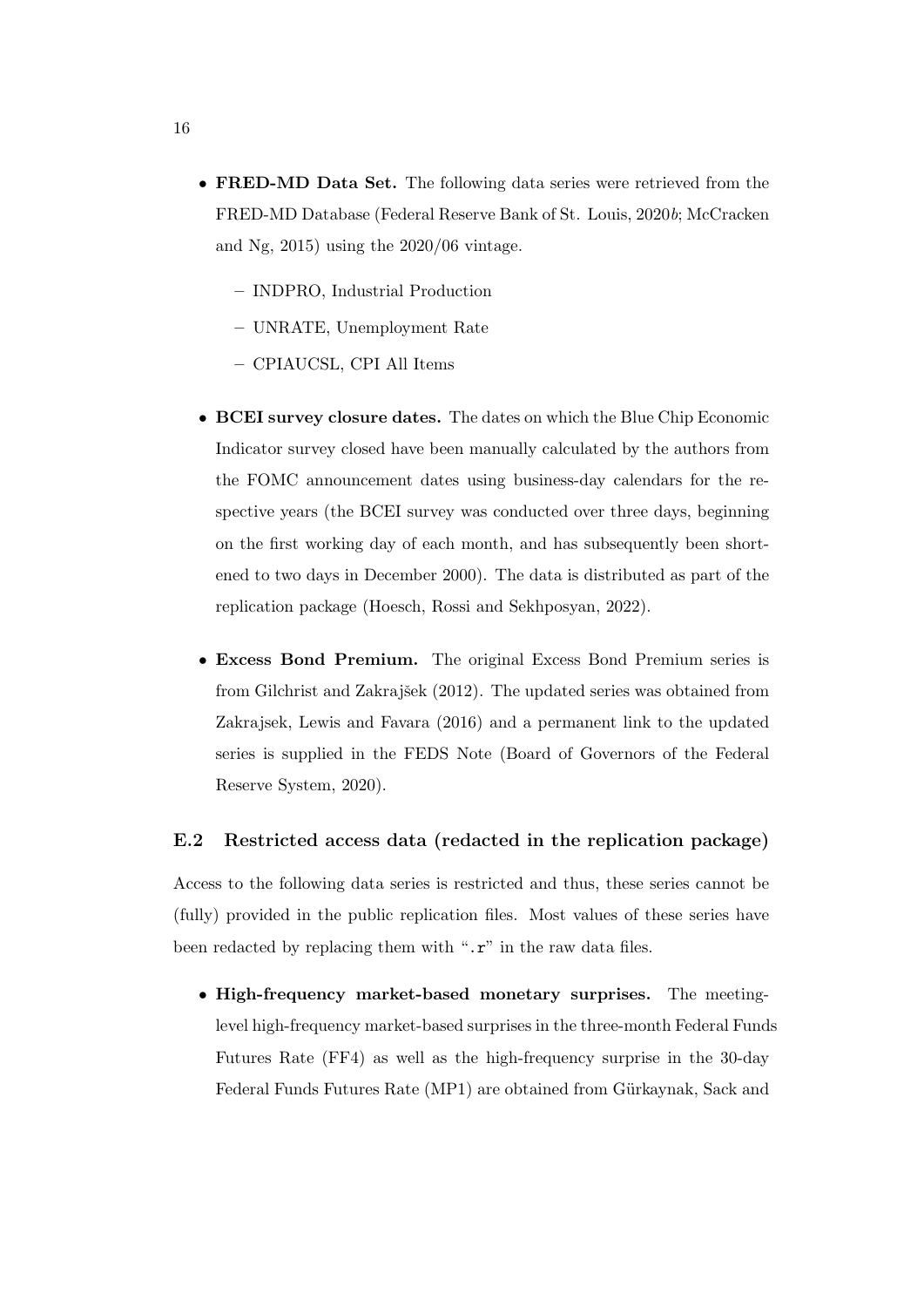- **FRED-MD Data Set.** The following data series were retrieved from the FRED-MD Database (Federal Reserve Bank of St. Louis, 2020*b*; McCracken and Ng, 2015) using the 2020/06 vintage.
  - INDPRO, Industrial Production
  - UNRATE, Unemployment Rate
  - CPIAUCSL, CPI All Items
- **BCEI survey closure dates.** The dates on which the Blue Chip Economic Indicator survey closed have been manually calculated by the authors from the FOMC announcement dates using business-day calendars for the respective years (the BCEI survey was conducted over three days, beginning on the first working day of each month, and has subsequently been shortened to two days in December 2000). The data is distributed as part of the replication package (Hoesch, Rossi and Sekhposyan, 2022).
- **Excess Bond Premium.** The original Excess Bond Premium series is from Gilchrist and Zakrajšek (2012). The updated series was obtained from Zakrajsek, Lewis and Favara (2016) and a permanent link to the updated series is supplied in the FEDS Note (Board of Governors of the Federal Reserve System, 2020).

### E.2 Restricted access data (redacted in the replication package)

Access to the following data series is restricted and thus, these series cannot be (fully) provided in the public replication files. Most values of these series have been redacted by replacing them with "`.r`" in the raw data files.

- **High-frequency market-based monetary surprises.** The meeting-level high-frequency market-based surprises in the three-month Federal Funds Futures Rate (FF4) as well as the high-frequency surprise in the 30-day Federal Funds Futures Rate (MP1) are obtained from Gürkaynak, Sack and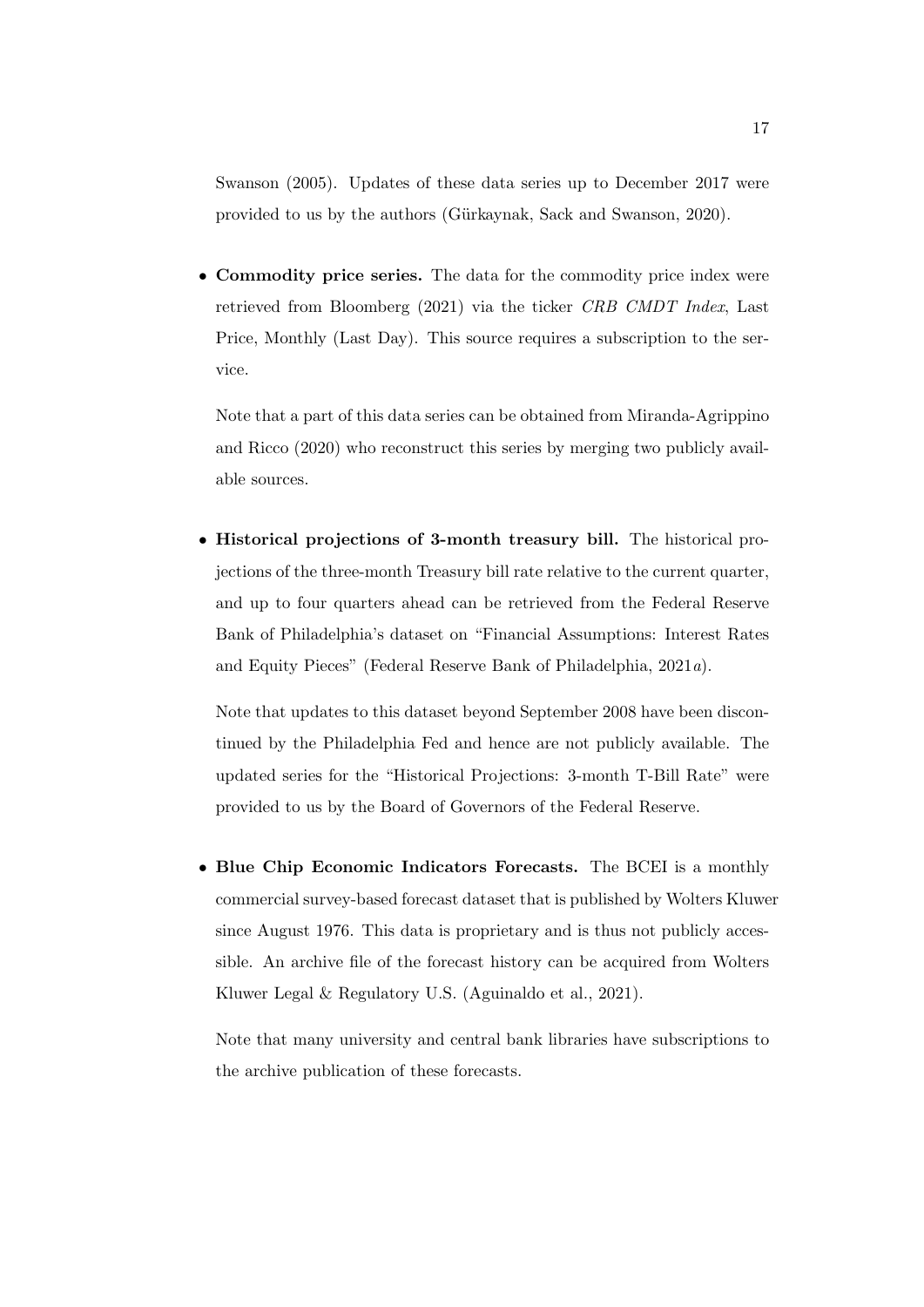Swanson (2005). Updates of these data series up to December 2017 were provided to us by the authors (Gürkaynak, Sack and Swanson, 2020).

- **Commodity price series.** The data for the commodity price index were retrieved from Bloomberg (2021) via the ticker *CRB CMDT Index*, Last Price, Monthly (Last Day). This source requires a subscription to the service.

  Note that a part of this data series can be obtained from Miranda-Agrippino and Ricco (2020) who reconstruct this series by merging two publicly available sources.

- **Historical projections of 3-month treasury bill.** The historical projections of the three-month Treasury bill rate relative to the current quarter, and up to four quarters ahead can be retrieved from the Federal Reserve Bank of Philadelphia's dataset on "Financial Assumptions: Interest Rates and Equity Pieces" (Federal Reserve Bank of Philadelphia, 2021*a*).

  Note that updates to this dataset beyond September 2008 have been discontinued by the Philadelphia Fed and hence are not publicly available. The updated series for the "Historical Projections: 3-month T-Bill Rate" were provided to us by the Board of Governors of the Federal Reserve.

- **Blue Chip Economic Indicators Forecasts.** The BCEI is a monthly commercial survey-based forecast dataset that is published by Wolters Kluwer since August 1976. This data is proprietary and is thus not publicly accessible. An archive file of the forecast history can be acquired from Wolters Kluwer Legal & Regulatory U.S. (Aguinaldo et al., 2021).

  Note that many university and central bank libraries have subscriptions to the archive publication of these forecasts.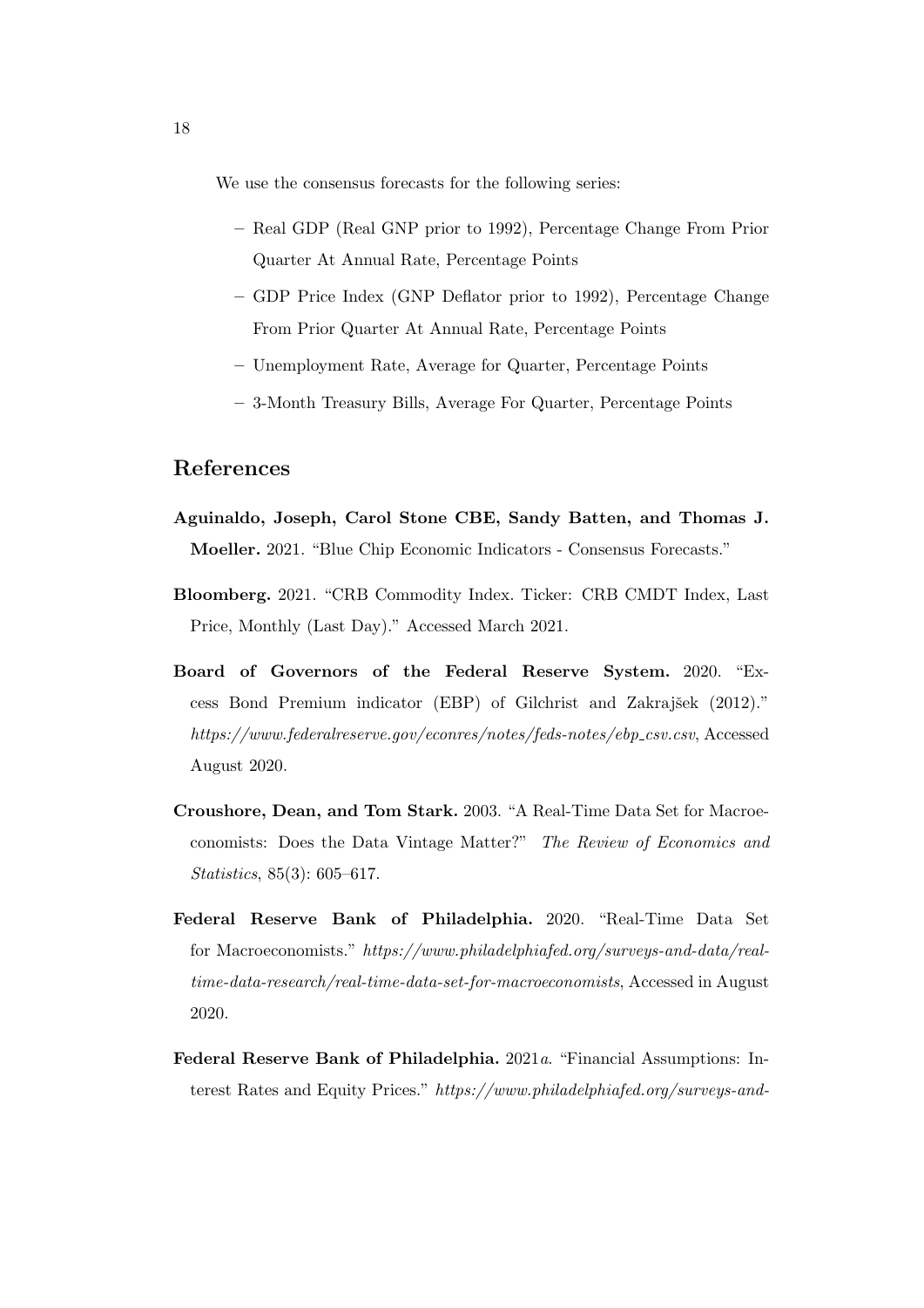We use the consensus forecasts for the following series:

- Real GDP (Real GNP prior to 1992), Percentage Change From Prior Quarter At Annual Rate, Percentage Points
- GDP Price Index (GNP Deflator prior to 1992), Percentage Change From Prior Quarter At Annual Rate, Percentage Points
- Unemployment Rate, Average for Quarter, Percentage Points
- 3-Month Treasury Bills, Average For Quarter, Percentage Points

## References

**Aguinaldo, Joseph, Carol Stone CBE, Sandy Batten, and Thomas J. Moeller.** 2021. "Blue Chip Economic Indicators - Consensus Forecasts."

**Bloomberg.** 2021. "CRB Commodity Index. Ticker: CRB CMDT Index, Last Price, Monthly (Last Day)." Accessed March 2021.

**Board of Governors of the Federal Reserve System.** 2020. "Excess Bond Premium indicator (EBP) of Gilchrist and Zakrajšek (2012)." *https://www.federalreserve.gov/econres/notes/feds-notes/ebp_csv.csv*, Accessed August 2020.

**Croushore, Dean, and Tom Stark.** 2003. "A Real-Time Data Set for Macroeconomists: Does the Data Vintage Matter?" *The Review of Economics and Statistics*, 85(3): 605–617.

**Federal Reserve Bank of Philadelphia.** 2020. "Real-Time Data Set for Macroeconomists." *https://www.philadelphiafed.org/surveys-and-data/real-time-data-research/real-time-data-set-for-macroeconomists*, Accessed in August 2020.

**Federal Reserve Bank of Philadelphia.** 2021*a*. "Financial Assumptions: Interest Rates and Equity Prices." *https://www.philadelphiafed.org/surveys-and-*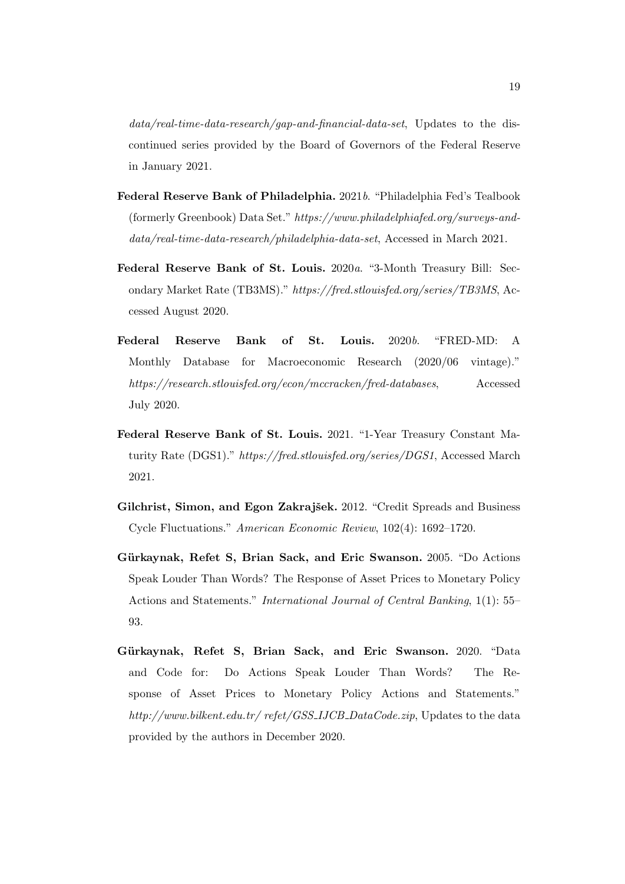*data/real-time-data-research/gap-and-financial-data-set*, Updates to the discontinued series provided by the Board of Governors of the Federal Reserve in January 2021.

**Federal Reserve Bank of Philadelphia.** 2021*b*. "Philadelphia Fed's Tealbook (formerly Greenbook) Data Set." *https://www.philadelphiafed.org/surveys-and-data/real-time-data-research/philadelphia-data-set*, Accessed in March 2021.

**Federal Reserve Bank of St. Louis.** 2020*a*. "3-Month Treasury Bill: Secondary Market Rate (TB3MS)." *https://fred.stlouisfed.org/series/TB3MS*, Accessed August 2020.

**Federal Reserve Bank of St. Louis.** 2020*b*. "FRED-MD: A Monthly Database for Macroeconomic Research (2020/06 vintage)." *https://research.stlouisfed.org/econ/mccracken/fred-databases*, Accessed July 2020.

**Federal Reserve Bank of St. Louis.** 2021. "1-Year Treasury Constant Maturity Rate (DGS1)." *https://fred.stlouisfed.org/series/DGS1*, Accessed March 2021.

**Gilchrist, Simon, and Egon Zakrajšek.** 2012. "Credit Spreads and Business Cycle Fluctuations." *American Economic Review*, 102(4): 1692–1720.

**Gürkaynak, Refet S, Brian Sack, and Eric Swanson.** 2005. "Do Actions Speak Louder Than Words? The Response of Asset Prices to Monetary Policy Actions and Statements." *International Journal of Central Banking*, 1(1): 55–93.

**Gürkaynak, Refet S, Brian Sack, and Eric Swanson.** 2020. "Data and Code for: Do Actions Speak Louder Than Words? The Response of Asset Prices to Monetary Policy Actions and Statements." *http://www.bilkent.edu.tr/ refet/GSS_IJCB_DataCode.zip*, Updates to the data provided by the authors in December 2020.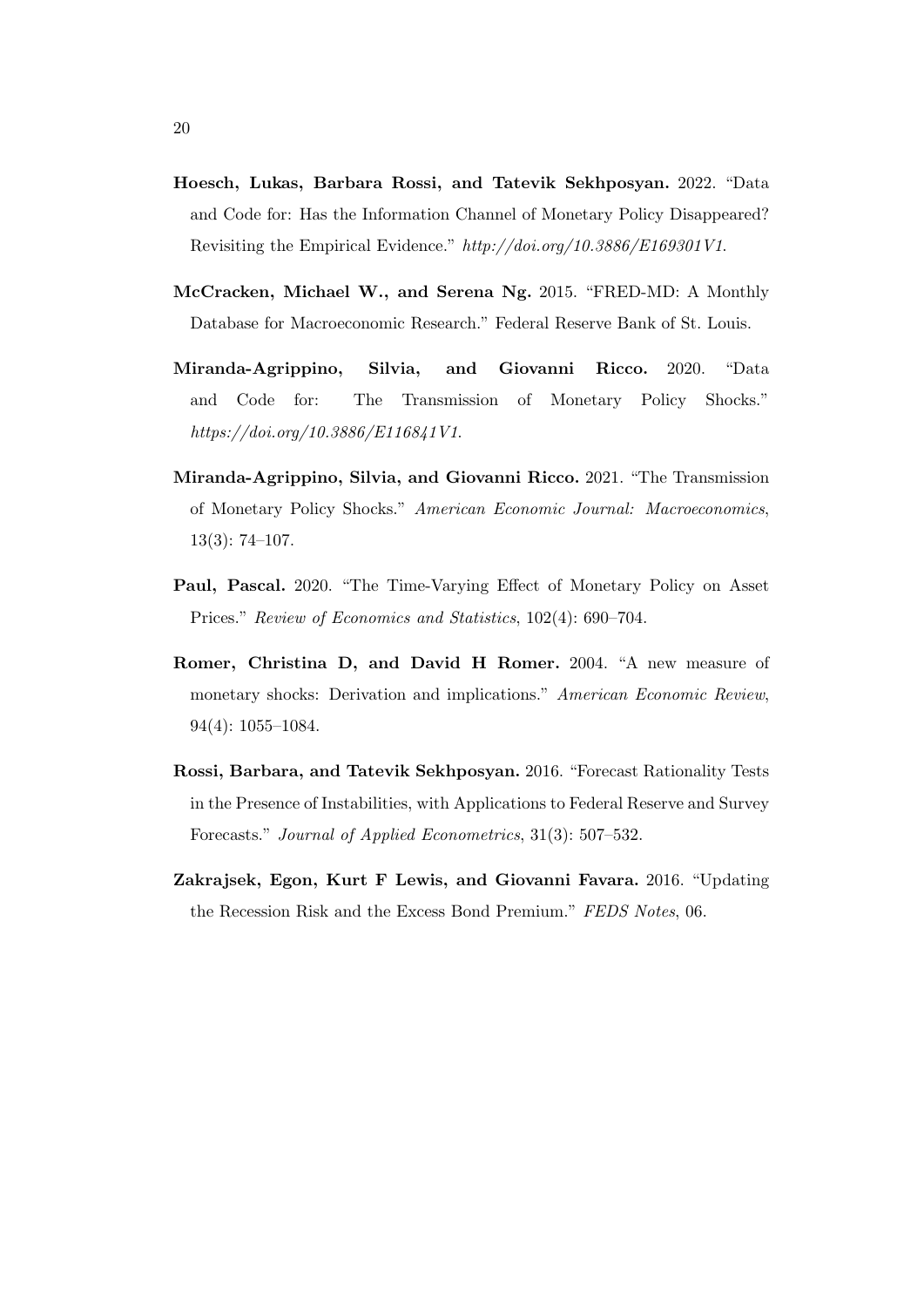**Hoesch, Lukas, Barbara Rossi, and Tatevik Sekhposyan.** 2022. "Data and Code for: Has the Information Channel of Monetary Policy Disappeared? Revisiting the Empirical Evidence." *http://doi.org/10.3886/E169301V1*.

**McCracken, Michael W., and Serena Ng.** 2015. "FRED-MD: A Monthly Database for Macroeconomic Research." Federal Reserve Bank of St. Louis.

**Miranda-Agrippino, Silvia, and Giovanni Ricco.** 2020. "Data and Code for: The Transmission of Monetary Policy Shocks." *https://doi.org/10.3886/E116841V1*.

**Miranda-Agrippino, Silvia, and Giovanni Ricco.** 2021. "The Transmission of Monetary Policy Shocks." *American Economic Journal: Macroeconomics*, 13(3): 74–107.

**Paul, Pascal.** 2020. "The Time-Varying Effect of Monetary Policy on Asset Prices." *Review of Economics and Statistics*, 102(4): 690–704.

**Romer, Christina D, and David H Romer.** 2004. "A new measure of monetary shocks: Derivation and implications." *American Economic Review*, 94(4): 1055–1084.

**Rossi, Barbara, and Tatevik Sekhposyan.** 2016. "Forecast Rationality Tests in the Presence of Instabilities, with Applications to Federal Reserve and Survey Forecasts." *Journal of Applied Econometrics*, 31(3): 507–532.

**Zakrajsek, Egon, Kurt F Lewis, and Giovanni Favara.** 2016. "Updating the Recession Risk and the Excess Bond Premium." *FEDS Notes*, 06.